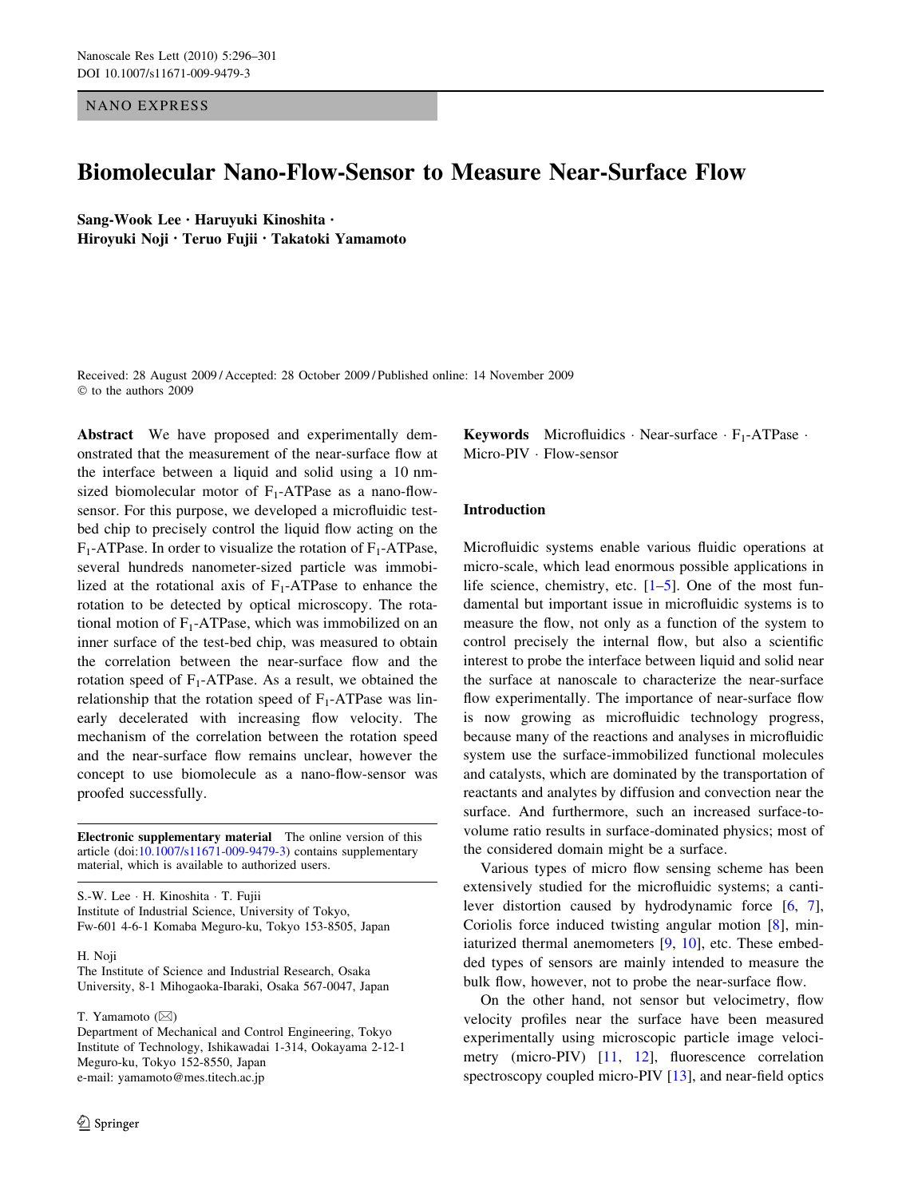NANO EXPRESS

# Biomolecular Nano-Flow-Sensor to Measure Near-Surface Flow

**Sang-Wook Lee · Haruyuki Kinoshita · Hiroyuki Noji · Teruo Fujii · Takatoki Yamamoto**

Received: 28 August 2009 / Accepted: 28 October 2009 / Published online: 14 November 2009
© to the authors 2009

**Abstract** We have proposed and experimentally demonstrated that the measurement of the near-surface flow at the interface between a liquid and solid using a 10 nm-sized biomolecular motor of $F_1$-ATPase as a nano-flow-sensor. For this purpose, we developed a microfluidic test-bed chip to precisely control the liquid flow acting on the $F_1$-ATPase. In order to visualize the rotation of $F_1$-ATPase, several hundreds nanometer-sized particle was immobilized at the rotational axis of $F_1$-ATPase to enhance the rotation to be detected by optical microscopy. The rotational motion of $F_1$-ATPase, which was immobilized on an inner surface of the test-bed chip, was measured to obtain the correlation between the near-surface flow and the rotation speed of $F_1$-ATPase. As a result, we obtained the relationship that the rotation speed of $F_1$-ATPase was linearly decelerated with increasing flow velocity. The mechanism of the correlation between the rotation speed and the near-surface flow remains unclear, however the concept to use biomolecule as a nano-flow-sensor was proofed successfully.

**Keywords** Microfluidics · Near-surface · $F_1$-ATPase · Micro-PIV · Flow-sensor

**Electronic supplementary material** The online version of this article (doi:10.1007/s11671-009-9479-3) contains supplementary material, which is available to authorized users.

S.-W. Lee · H. Kinoshita · T. Fujii
Institute of Industrial Science, University of Tokyo, Fw-601 4-6-1 Komaba Meguro-ku, Tokyo 153-8505, Japan

H. Noji
The Institute of Science and Industrial Research, Osaka University, 8-1 Mihogaoka-Ibaraki, Osaka 567-0047, Japan

T. Yamamoto (✉)
Department of Mechanical and Control Engineering, Tokyo Institute of Technology, Ishikawadai 1-314, Ookayama 2-12-1 Meguro-ku, Tokyo 152-8550, Japan
e-mail: yamamoto@mes.titech.ac.jp

## Introduction

Microfluidic systems enable various fluidic operations at micro-scale, which lead enormous possible applications in life science, chemistry, etc. [1–5]. One of the most fundamental but important issue in microfluidic systems is to measure the flow, not only as a function of the system to control precisely the internal flow, but also a scientific interest to probe the interface between liquid and solid near the surface at nanoscale to characterize the near-surface flow experimentally. The importance of near-surface flow is now growing as microfluidic technology progress, because many of the reactions and analyses in microfluidic system use the surface-immobilized functional molecules and catalysts, which are dominated by the transportation of reactants and analytes by diffusion and convection near the surface. And furthermore, such an increased surface-to-volume ratio results in surface-dominated physics; most of the considered domain might be a surface.

Various types of micro flow sensing scheme has been extensively studied for the microfluidic systems; a cantilever distortion caused by hydrodynamic force [6, 7], Coriolis force induced twisting angular motion [8], miniaturized thermal anemometers [9, 10], etc. These embedded types of sensors are mainly intended to measure the bulk flow, however, not to probe the near-surface flow.

On the other hand, not sensor but velocimetry, flow velocity profiles near the surface have been measured experimentally using microscopic particle image velocimetry (micro-PIV) [11, 12], fluorescence correlation spectroscopy coupled micro-PIV [13], and near-field optics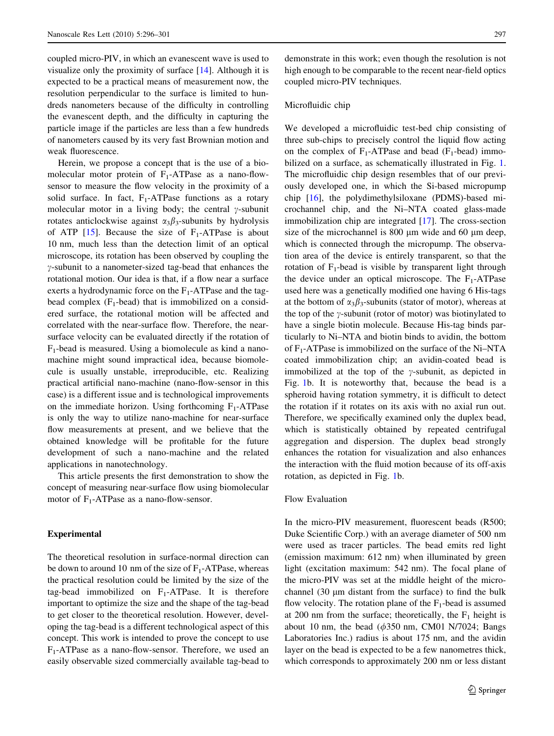coupled micro-PIV, in which an evanescent wave is used to visualize only the proximity of surface [14]. Although it is expected to be a practical means of measurement now, the resolution perpendicular to the surface is limited to hundreds nanometers because of the difficulty in controlling the evanescent depth, and the difficulty in capturing the particle image if the particles are less than a few hundreds of nanometers caused by its very fast Brownian motion and weak fluorescence.

Herein, we propose a concept that is the use of a biomolecular motor protein of $F_1$-ATPase as a nano-flow-sensor to measure the flow velocity in the proximity of a solid surface. In fact, $F_1$-ATPase functions as a rotary molecular motor in a living body; the central $\gamma$-subunit rotates anticlockwise against $\alpha_3\beta_3$-subunits by hydrolysis of ATP [15]. Because the size of $F_1$-ATPase is about 10 nm, much less than the detection limit of an optical microscope, its rotation has been observed by coupling the $\gamma$-subunit to a nanometer-sized tag-bead that enhances the rotational motion. Our idea is that, if a flow near a surface exerts a hydrodynamic force on the $F_1$-ATPase and the tag-bead complex ($F_1$-bead) that is immobilized on a considered surface, the rotational motion will be affected and correlated with the near-surface flow. Therefore, the near-surface velocity can be evaluated directly if the rotation of $F_1$-bead is measured. Using a biomolecule as kind a nano-machine might sound impractical idea, because biomolecule is usually unstable, irreproducible, etc. Realizing practical artificial nano-machine (nano-flow-sensor in this case) is a different issue and is technological improvements on the immediate horizon. Using forthcoming $F_1$-ATPase is only the way to utilize nano-machine for near-surface flow measurements at present, and we believe that the obtained knowledge will be profitable for the future development of such a nano-machine and the related applications in nanotechnology.

This article presents the first demonstration to show the concept of measuring near-surface flow using biomolecular motor of $F_1$-ATPase as a nano-flow-sensor.

## Experimental

The theoretical resolution in surface-normal direction can be down to around 10 nm of the size of $F_1$-ATPase, whereas the practical resolution could be limited by the size of the tag-bead immobilized on $F_1$-ATPase. It is therefore important to optimize the size and the shape of the tag-bead to get closer to the theoretical resolution. However, developing the tag-bead is a different technological aspect of this concept. This work is intended to prove the concept to use $F_1$-ATPase as a nano-flow-sensor. Therefore, we used an easily observable sized commercially available tag-bead to demonstrate in this work; even though the resolution is not high enough to be comparable to the recent near-field optics coupled micro-PIV techniques.

### Microfluidic chip

We developed a microfluidic test-bed chip consisting of three sub-chips to precisely control the liquid flow acting on the complex of $F_1$-ATPase and bead ($F_1$-bead) immobilized on a surface, as schematically illustrated in Fig. 1. The microfluidic chip design resembles that of our previously developed one, in which the Si-based micropump chip [16], the polydimethylsiloxane (PDMS)-based microchannel chip, and the Ni–NTA coated glass-made immobilization chip are integrated [17]. The cross-section size of the microchannel is 800 μm wide and 60 μm deep, which is connected through the micropump. The observation area of the device is entirely transparent, so that the rotation of $F_1$-bead is visible by transparent light through the device under an optical microscope. The $F_1$-ATPase used here was a genetically modified one having 6 His-tags at the bottom of $\alpha_3\beta_3$-subunits (stator of motor), whereas at the top of the $\gamma$-subunit (rotor of motor) was biotinylated to have a single biotin molecule. Because His-tag binds particularly to Ni–NTA and biotin binds to avidin, the bottom of $F_1$-ATPase is immobilized on the surface of the Ni–NTA coated immobilization chip; an avidin-coated bead is immobilized at the top of the $\gamma$-subunit, as depicted in Fig. 1b. It is noteworthy that, because the bead is a spheroid having rotation symmetry, it is difficult to detect the rotation if it rotates on its axis with no axial run out. Therefore, we specifically examined only the duplex bead, which is statistically obtained by repeated centrifugal aggregation and dispersion. The duplex bead strongly enhances the rotation for visualization and also enhances the interaction with the fluid motion because of its off-axis rotation, as depicted in Fig. 1b.

### Flow Evaluation

In the micro-PIV measurement, fluorescent beads (R500; Duke Scientific Corp.) with an average diameter of 500 nm were used as tracer particles. The bead emits red light (emission maximum: 612 nm) when illuminated by green light (excitation maximum: 542 nm). The focal plane of the micro-PIV was set at the middle height of the microchannel (30 μm distant from the surface) to find the bulk flow velocity. The rotation plane of the $F_1$-bead is assumed at 200 nm from the surface; theoretically, the $F_1$ height is about 10 nm, the bead ($\phi$350 nm, CM01 N/7024; Bangs Laboratories Inc.) radius is about 175 nm, and the avidin layer on the bead is expected to be a few nanometres thick, which corresponds to approximately 200 nm or less distant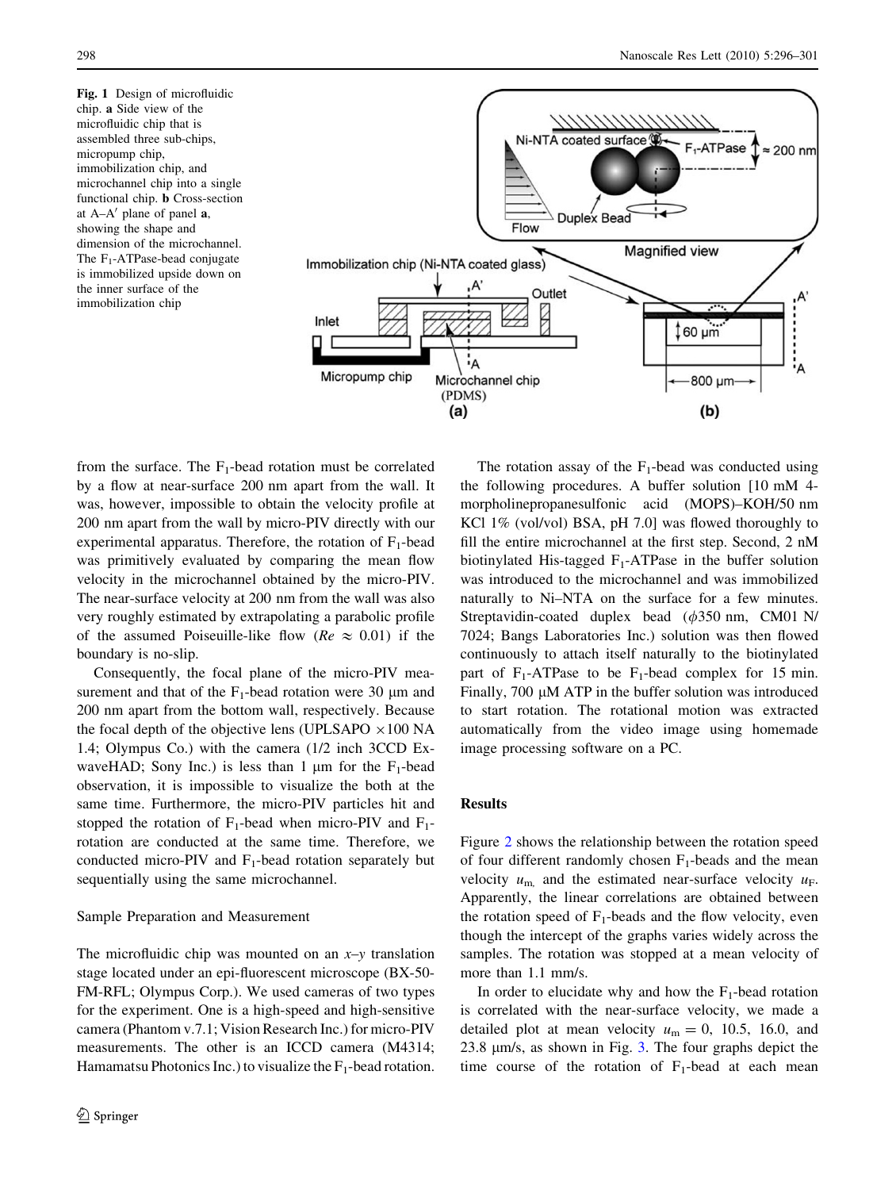Fig. 1 Design of microfluidic chip. **a** Side view of the microfluidic chip that is assembled three sub-chips, micropump chip, immobilization chip, and microchannel chip into a single functional chip. **b** Cross-section at A–A′ plane of panel **a**, showing the shape and dimension of the microchannel. The $F_1$-ATPase-bead conjugate is immobilized upside down on the inner surface of the immobilization chip

from the surface. The $F_1$-bead rotation must be correlated by a flow at near-surface 200 nm apart from the wall. It was, however, impossible to obtain the velocity profile at 200 nm apart from the wall by micro-PIV directly with our experimental apparatus. Therefore, the rotation of $F_1$-bead was primitively evaluated by comparing the mean flow velocity in the microchannel obtained by the micro-PIV. The near-surface velocity at 200 nm from the wall was also very roughly estimated by extrapolating a parabolic profile of the assumed Poiseuille-like flow ($Re \approx 0.01$) if the boundary is no-slip.

Consequently, the focal plane of the micro-PIV measurement and that of the $F_1$-bead rotation were 30 μm and 200 nm apart from the bottom wall, respectively. Because the focal depth of the objective lens (UPLSAPO ×100 NA 1.4; Olympus Co.) with the camera (1/2 inch 3CCD Ex-waveHAD; Sony Inc.) is less than 1 μm for the $F_1$-bead observation, it is impossible to visualize the both at the same time. Furthermore, the micro-PIV particles hit and stopped the rotation of $F_1$-bead when micro-PIV and $F_1$-rotation are conducted at the same time. Therefore, we conducted micro-PIV and $F_1$-bead rotation separately but sequentially using the same microchannel.

### Sample Preparation and Measurement

The microfluidic chip was mounted on an $x$–$y$ translation stage located under an epi-fluorescent microscope (BX-50-FM-RFL; Olympus Corp.). We used cameras of two types for the experiment. One is a high-speed and high-sensitive camera (Phantom v.7.1; Vision Research Inc.) for micro-PIV measurements. The other is an ICCD camera (M4314; Hamamatsu Photonics Inc.) to visualize the $F_1$-bead rotation.

The rotation assay of the $F_1$-bead was conducted using the following procedures. A buffer solution [10 mM 4-morpholinepropanesulfonic acid (MOPS)–KOH/50 nm KCl 1% (vol/vol) BSA, pH 7.0] was flowed thoroughly to fill the entire microchannel at the first step. Second, 2 nM biotinylated His-tagged $F_1$-ATPase in the buffer solution was introduced to the microchannel and was immobilized naturally to Ni–NTA on the surface for a few minutes. Streptavidin-coated duplex bead ($\phi$350 nm, CM01 N/7024; Bangs Laboratories Inc.) solution was then flowed continuously to attach itself naturally to the biotinylated part of $F_1$-ATPase to be $F_1$-bead complex for 15 min. Finally, 700 μM ATP in the buffer solution was introduced to start rotation. The rotational motion was extracted automatically from the video image using homemade image processing software on a PC.

## Results

Figure 2 shows the relationship between the rotation speed of four different randomly chosen $F_1$-beads and the mean velocity $u_m$, and the estimated near-surface velocity $u_F$. Apparently, the linear correlations are obtained between the rotation speed of $F_1$-beads and the flow velocity, even though the intercept of the graphs varies widely across the samples. The rotation was stopped at a mean velocity of more than 1.1 mm/s.

In order to elucidate why and how the $F_1$-bead rotation is correlated with the near-surface velocity, we made a detailed plot at mean velocity $u_m = 0$, 10.5, 16.0, and 23.8 μm/s, as shown in Fig. 3. The four graphs depict the time course of the rotation of $F_1$-bead at each mean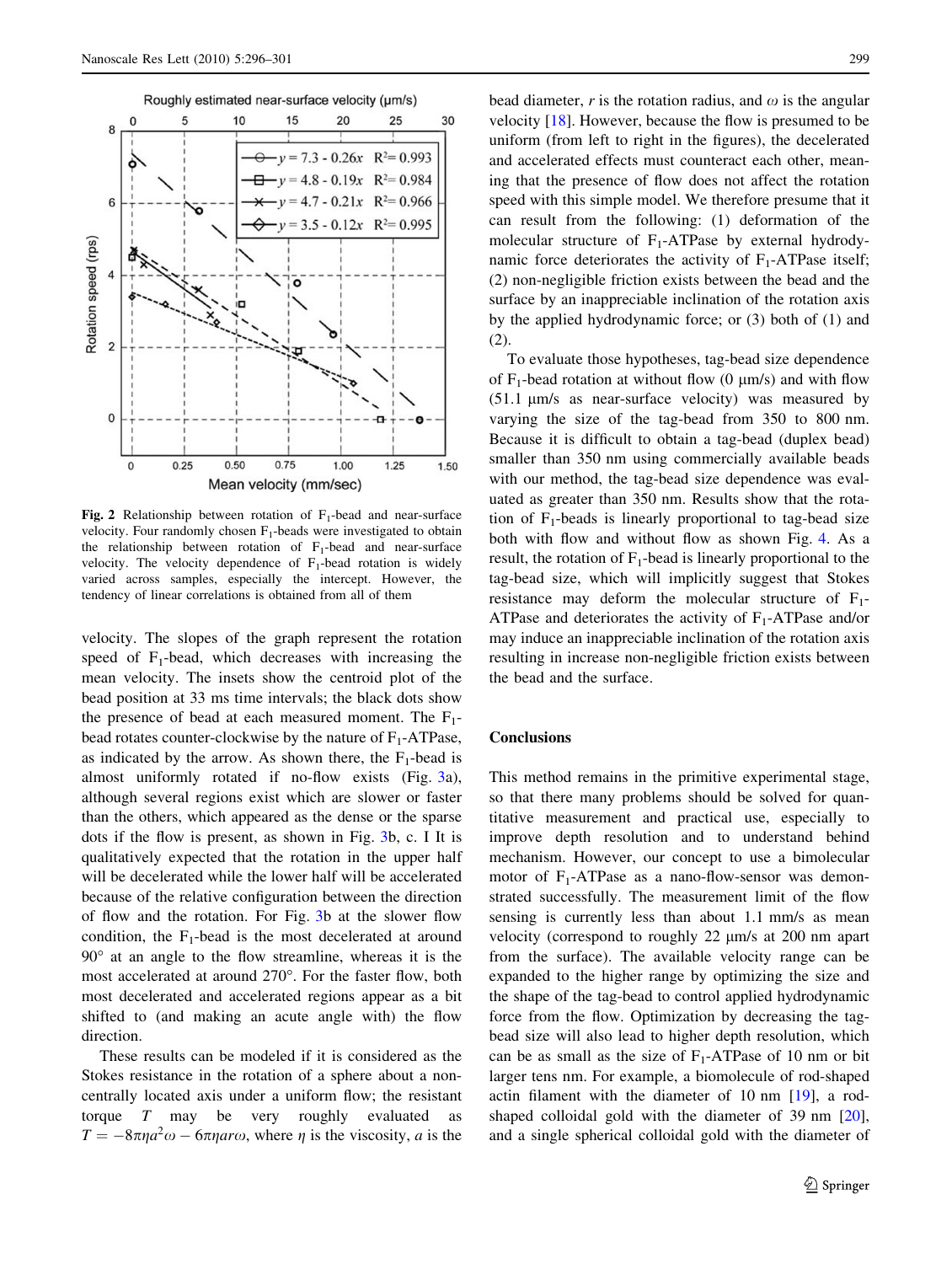**Fig. 2** Relationship between rotation of $F_1$-bead and near-surface velocity. Four randomly chosen $F_1$-beads were investigated to obtain the relationship between rotation of $F_1$-bead and near-surface velocity. The velocity dependence of $F_1$-bead rotation is widely varied across samples, especially the intercept. However, the tendency of linear correlations is obtained from all of them

velocity. The slopes of the graph represent the rotation speed of $F_1$-bead, which decreases with increasing the mean velocity. The insets show the centroid plot of the bead position at 33 ms time intervals; the black dots show the presence of bead at each measured moment. The $F_1$-bead rotates counter-clockwise by the nature of $F_1$-ATPase, as indicated by the arrow. As shown there, the $F_1$-bead is almost uniformly rotated if no-flow exists (Fig. 3a), although several regions exist which are slower or faster than the others, which appeared as the dense or the sparse dots if the flow is present, as shown in Fig. 3b, c. I It is qualitatively expected that the rotation in the upper half will be decelerated while the lower half will be accelerated because of the relative configuration between the direction of flow and the rotation. For Fig. 3b at the slower flow condition, the $F_1$-bead is the most decelerated at around 90° at an angle to the flow streamline, whereas it is the most accelerated at around 270°. For the faster flow, both most decelerated and accelerated regions appear as a bit shifted to (and making an acute angle with) the flow direction.

These results can be modeled if it is considered as the Stokes resistance in the rotation of a sphere about a non-centrally located axis under a uniform flow; the resistant torque $T$ may be very roughly evaluated as $T = -8\pi\eta a^2\omega - 6\pi\eta a r\omega$, where $\eta$ is the viscosity, $a$ is the bead diameter, $r$ is the rotation radius, and $\omega$ is the angular velocity [18]. However, because the flow is presumed to be uniform (from left to right in the figures), the decelerated and accelerated effects must counteract each other, meaning that the presence of flow does not affect the rotation speed with this simple model. We therefore presume that it can result from the following: (1) deformation of the molecular structure of $F_1$-ATPase by external hydrodynamic force deteriorates the activity of $F_1$-ATPase itself; (2) non-negligible friction exists between the bead and the surface by an inappreciable inclination of the rotation axis by the applied hydrodynamic force; or (3) both of (1) and (2).

To evaluate those hypotheses, tag-bead size dependence of $F_1$-bead rotation at without flow (0 μm/s) and with flow (51.1 μm/s as near-surface velocity) was measured by varying the size of the tag-bead from 350 to 800 nm. Because it is difficult to obtain a tag-bead (duplex bead) smaller than 350 nm using commercially available beads with our method, the tag-bead size dependence was evaluated as greater than 350 nm. Results show that the rotation of $F_1$-beads is linearly proportional to tag-bead size both with flow and without flow as shown Fig. 4. As a result, the rotation of $F_1$-bead is linearly proportional to the tag-bead size, which will implicitly suggest that Stokes resistance may deform the molecular structure of $F_1$-ATPase and deteriorates the activity of $F_1$-ATPase and/or may induce an inappreciable inclination of the rotation axis resulting in increase non-negligible friction exists between the bead and the surface.

## Conclusions

This method remains in the primitive experimental stage, so that there many problems should be solved for quantitative measurement and practical use, especially to improve depth resolution and to understand behind mechanism. However, our concept to use a bimolecular motor of $F_1$-ATPase as a nano-flow-sensor was demonstrated successfully. The measurement limit of the flow sensing is currently less than about 1.1 mm/s as mean velocity (correspond to roughly 22 μm/s at 200 nm apart from the surface). The available velocity range can be expanded to the higher range by optimizing the size and the shape of the tag-bead to control applied hydrodynamic force from the flow. Optimization by decreasing the tag-bead size will also lead to higher depth resolution, which can be as small as the size of $F_1$-ATPase of 10 nm or bit larger tens nm. For example, a biomolecule of rod-shaped actin filament with the diameter of 10 nm [19], a rod-shaped colloidal gold with the diameter of 39 nm [20], and a single spherical colloidal gold with the diameter of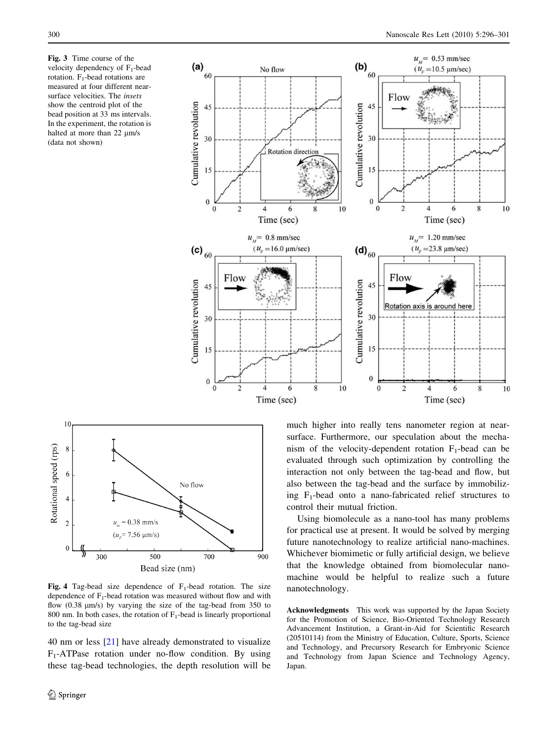**Fig. 3** Time course of the velocity dependency of $F_1$-bead rotation. $F_1$-bead rotations are measured at four different near-surface velocities. The *insets* show the centroid plot of the bead position at 33 ms intervals. In the experiment, the rotation is halted at more than 22 μm/s (data not shown)

**Fig. 4** Tag-bead size dependence of $F_1$-bead rotation. The size dependence of $F_1$-bead rotation was measured without flow and with flow (0.38 μm/s) by varying the size of the tag-bead from 350 to 800 nm. In both cases, the rotation of $F_1$-bead is linearly proportional to the tag-bead size

40 nm or less [21] have already demonstrated to visualize $F_1$-ATPase rotation under no-flow condition. By using these tag-bead technologies, the depth resolution will be much higher into really tens nanometer region at near-surface. Furthermore, our speculation about the mechanism of the velocity-dependent rotation $F_1$-bead can be evaluated through such optimization by controlling the interaction not only between the tag-bead and flow, but also between the tag-bead and the surface by immobilizing $F_1$-bead onto a nano-fabricated relief structures to control their mutual friction.

Using biomolecule as a nano-tool has many problems for practical use at present. It would be solved by merging future nanotechnology to realize artificial nano-machines. Whichever biomimetic or fully artificial design, we believe that the knowledge obtained from biomolecular nanomachine would be helpful to realize such a future nanotechnology.

**Acknowledgments** This work was supported by the Japan Society for the Promotion of Science, Bio-Oriented Technology Research Advancement Institution, a Grant-in-Aid for Scientific Research (20510114) from the Ministry of Education, Culture, Sports, Science and Technology, and Precursory Research for Embryonic Science and Technology from Japan Science and Technology Agency, Japan.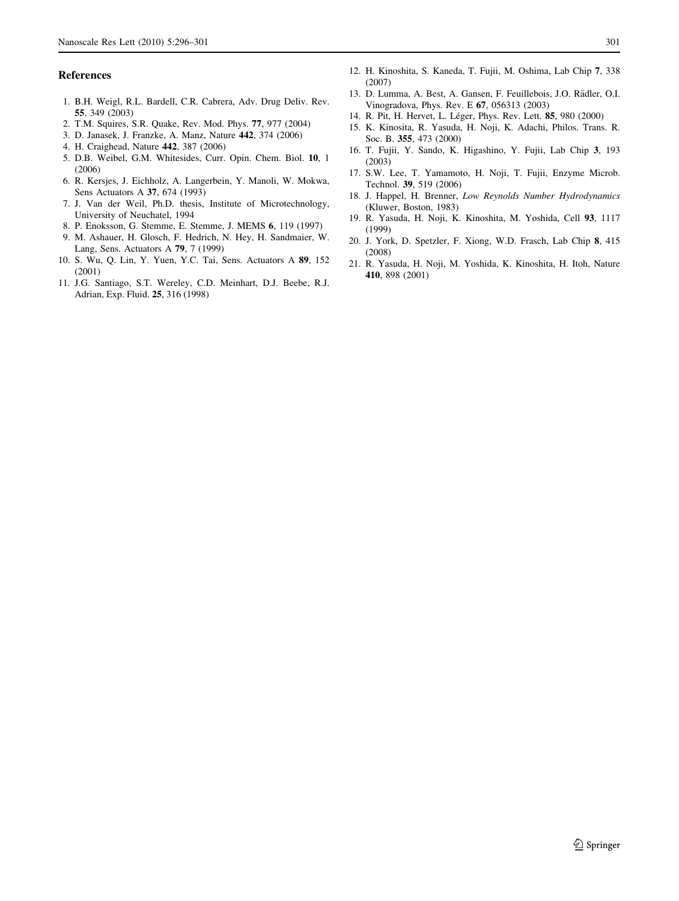## References

1. B.H. Weigl, R.L. Bardell, C.R. Cabrera, Adv. Drug Deliv. Rev. **55**, 349 (2003)
2. T.M. Squires, S.R. Quake, Rev. Mod. Phys. **77**, 977 (2004)
3. D. Janasek, J. Franzke, A. Manz, Nature **442**, 374 (2006)
4. H. Craighead, Nature **442**, 387 (2006)
5. D.B. Weibel, G.M. Whitesides, Curr. Opin. Chem. Biol. **10**, 1 (2006)
6. R. Kersjes, J. Eichholz, A. Langerbein, Y. Manoli, W. Mokwa, Sens Actuators A **37**, 674 (1993)
7. J. Van der Weil, Ph.D. thesis, Institute of Microtechnology, University of Neuchatel, 1994
8. P. Enoksson, G. Stemme, E. Stemme, J. MEMS **6**, 119 (1997)
9. M. Ashauer, H. Glosch, F. Hedrich, N. Hey, H. Sandmaier, W. Lang, Sens. Actuators A **79**, 7 (1999)
10. S. Wu, Q. Lin, Y. Yuen, Y.C. Tai, Sens. Actuators A **89**, 152 (2001)
11. J.G. Santiago, S.T. Wereley, C.D. Meinhart, D.J. Beebe, R.J. Adrian, Exp. Fluid. **25**, 316 (1998)
12. H. Kinoshita, S. Kaneda, T. Fujii, M. Oshima, Lab Chip **7**, 338 (2007)
13. D. Lumma, A. Best, A. Gansen, F. Feuillebois, J.O. Rädler, O.I. Vinogradova, Phys. Rev. E **67**, 056313 (2003)
14. R. Pit, H. Hervet, L. Léger, Phys. Rev. Lett. **85**, 980 (2000)
15. K. Kinosita, R. Yasuda, H. Noji, K. Adachi, Philos. Trans. R. Soc. B. **355**, 473 (2000)
16. T. Fujii, Y. Sando, K. Higashino, Y. Fujii, Lab Chip **3**, 193 (2003)
17. S.W. Lee, T. Yamamoto, H. Noji, T. Fujii, Enzyme Microb. Technol. **39**, 519 (2006)
18. J. Happel, H. Brenner, *Low Reynolds Number Hydrodynamics* (Kluwer, Boston, 1983)
19. R. Yasuda, H. Noji, K. Kinoshita, M. Yoshida, Cell **93**, 1117 (1999)
20. J. York, D. Spetzler, F. Xiong, W.D. Frasch, Lab Chip **8**, 415 (2008)
21. R. Yasuda, H. Noji, M. Yoshida, K. Kinoshita, H. Itoh, Nature **410**, 898 (2001)